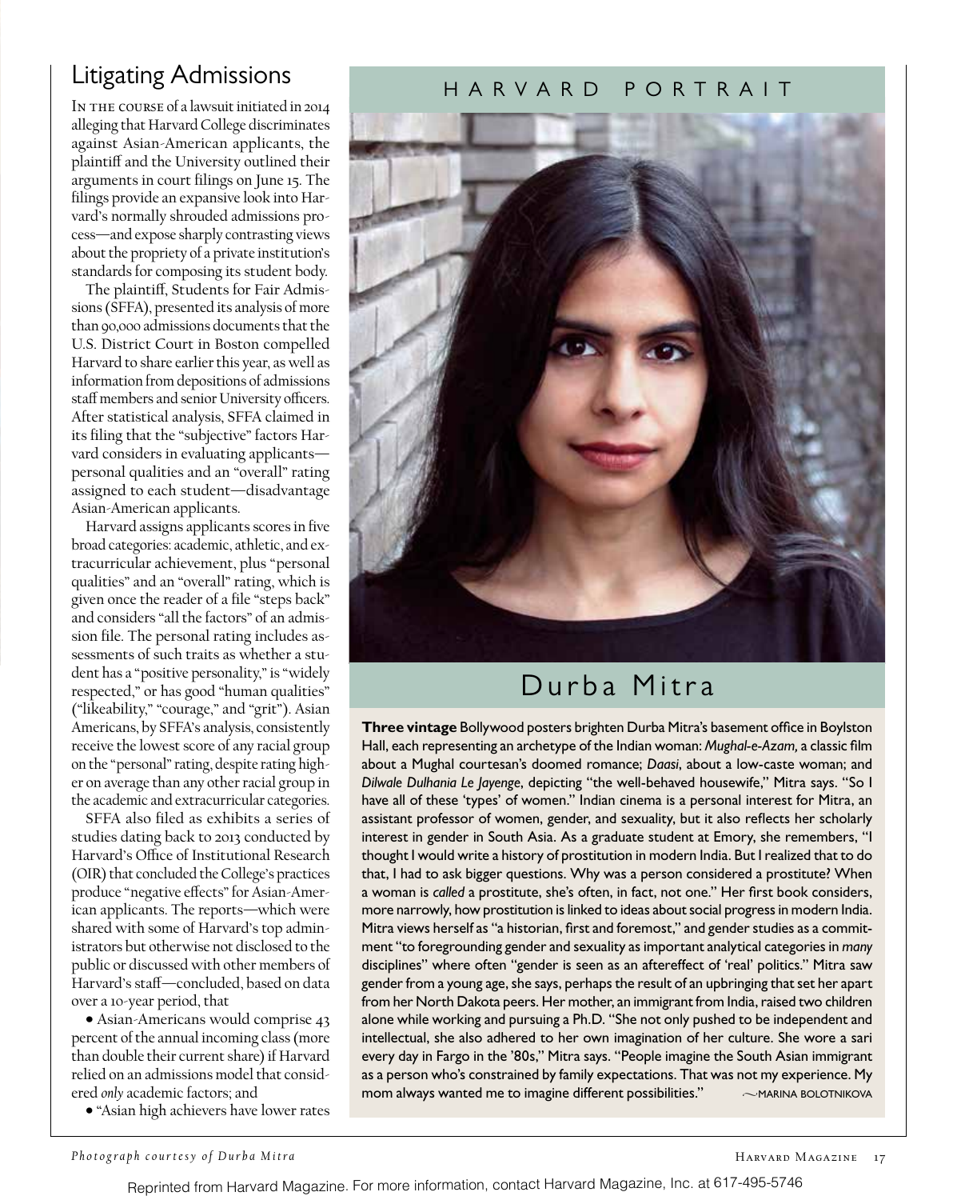## Litigating Admissions

In the course of a lawsuit initiated in 2014 alleging that Harvard College discriminates against Asian-American applicants, the plaintiff and the University outlined their arguments in court filings on June 15. The filings provide an expansive look into Harvard's normally shrouded admissions process—and expose sharply contrasting views about the propriety of a private institution's standards for composing its student body.

The plaintiff, Students for Fair Admissions (SFFA), presented its analysis of more than 90,000 admissions documents that the U.S. District Court in Boston compelled Harvard to share earlier this year, as well as information from depositions of admissions staff members and senior University officers. After statistical analysis, SFFA claimed in its filing that the "subjective" factors Harvard considers in evaluating applicants—personal qualities and an "overall" rating assigned to each student—disadvantage Asian-American applicants.

Harvard assigns applicants scores in five broad categories: academic, athletic, and extracurricular achievement, plus "personal qualities" and an "overall" rating, which is given once the reader of a file "steps back" and considers "all the factors" of an admission file. The personal rating includes assessments of such traits as whether a student has a "positive personality," is "widely respected," or has good "human qualities" ("likeability," "courage," and "grit"). Asian Americans, by SFFA's analysis, consistently receive the lowest score of any racial group on the "personal" rating, despite rating higher on average than any other racial group in the academic and extracurricular categories.

SFFA also filed as exhibits a series of studies dating back to 2013 conducted by Harvard's Office of Institutional Research (OIR) that concluded the College's practices produce "negative effects" for Asian-American applicants. The reports—which were shared with some of Harvard's top administrators but otherwise not disclosed to the public or discussed with other members of Harvard's staff—concluded, based on data over a 10-year period, that

- Asian-Americans would comprise 43 percent of the annual incoming class (more than double their current share) if Harvard relied on an admissions model that considered *only* academic factors; and
- "Asian high achievers have lower rates

## HARVARD PORTRAIT

## Durba Mitra

**Three vintage** Bollywood posters brighten Durba Mitra's basement office in Boylston Hall, each representing an archetype of the Indian woman: *Mughal-e-Azam,* a classic film about a Mughal courtesan's doomed romance; *Daasi*, about a low-caste woman; and *Dilwale Dulhania Le Jayenge*, depicting "the well-behaved housewife," Mitra says. "So I have all of these 'types' of women." Indian cinema is a personal interest for Mitra, an assistant professor of women, gender, and sexuality, but it also reflects her scholarly interest in gender in South Asia. As a graduate student at Emory, she remembers, "I thought I would write a history of prostitution in modern India. But I realized that to do that, I had to ask bigger questions. Why was a person considered a prostitute? When a woman is *called* a prostitute, she's often, in fact, not one." Her first book considers, more narrowly, how prostitution is linked to ideas about social progress in modern India. Mitra views herself as "a historian, first and foremost," and gender studies as a commitment "to foregrounding gender and sexuality as important analytical categories in *many* disciplines" where often "gender is seen as an aftereffect of 'real' politics." Mitra saw gender from a young age, she says, perhaps the result of an upbringing that set her apart from her North Dakota peers. Her mother, an immigrant from India, raised two children alone while working and pursuing a Ph.D. "She not only pushed to be independent and intellectual, she also adhered to her own imagination of her culture. She wore a sari every day in Fargo in the '80s," Mitra says. "People imagine the South Asian immigrant as a person who's constrained by family expectations. That was not my experience. My mom always wanted me to imagine different possibilities." ~MARINA BOLOTNIKOVA

*Photograph courtesy of Durba Mitra*

Reprinted from Harvard Magazine. For more information, contact Harvard Magazine, Inc. at 617-495-5746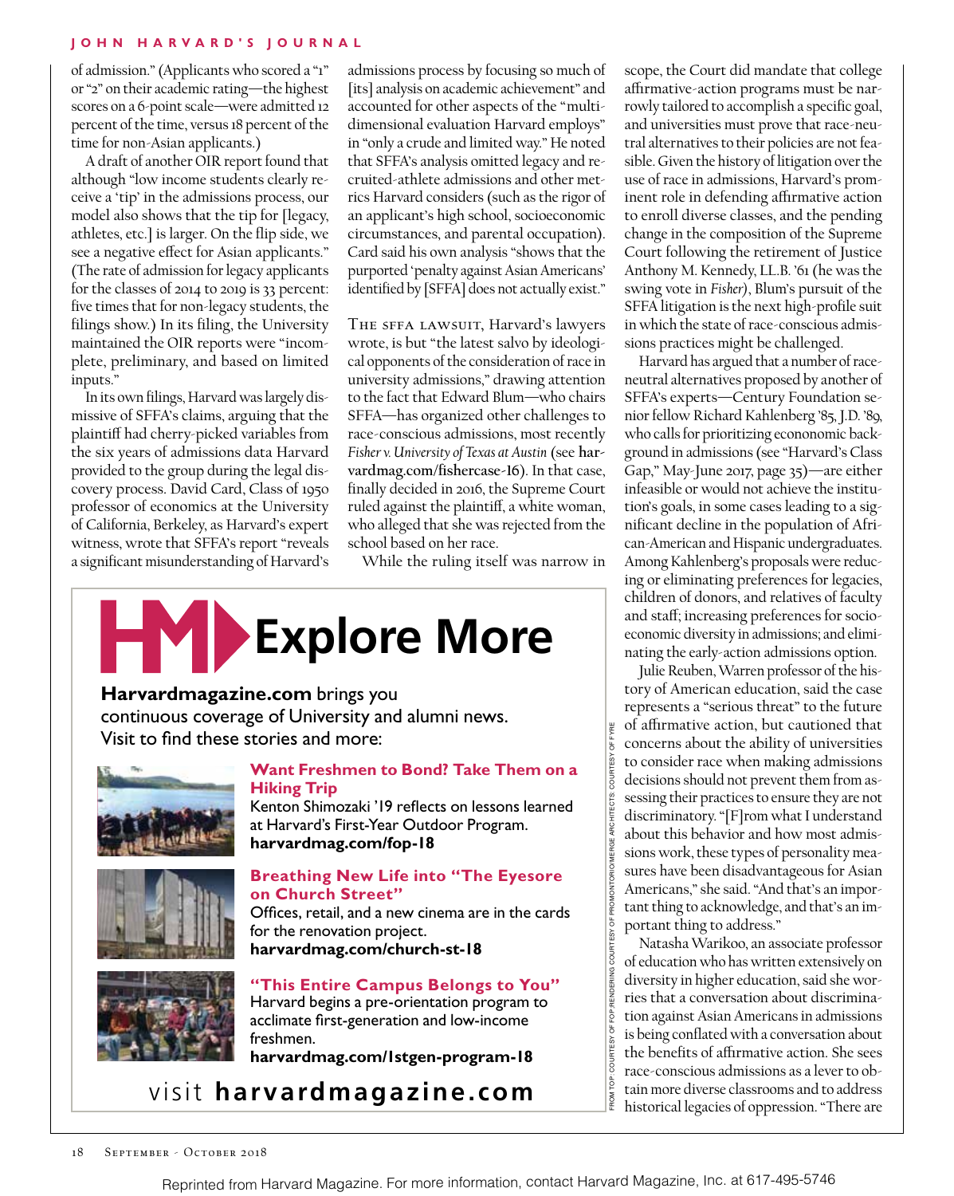of admission." (Applicants who scored a "1" or "2" on their academic rating—the highest scores on a 6-point scale—were admitted 12 percent of the time, versus 18 percent of the time for non-Asian applicants.)

A draft of another OIR report found that although "low income students clearly receive a 'tip' in the admissions process, our model also shows that the tip for [legacy, athletes, etc.] is larger. On the flip side, we see a negative effect for Asian applicants." (The rate of admission for legacy applicants for the classes of 2014 to 2019 is 33 percent: five times that for non-legacy students, the filings show.) In its filing, the University maintained the OIR reports were "incomplete, preliminary, and based on limited inputs."

In its own filings, Harvard was largely dismissive of SFFA's claims, arguing that the plaintiff had cherry-picked variables from the six years of admissions data Harvard provided to the group during the legal discovery process. David Card, Class of 1950 professor of economics at the University of California, Berkeley, as Harvard's expert witness, wrote that SFFA's report "reveals a significant misunderstanding of Harvard's admissions process by focusing so much of [its] analysis on academic achievement" and accounted for other aspects of the "multidimensional evaluation Harvard employs" in "only a crude and limited way." He noted that SFFA's analysis omitted legacy and recruited-athlete admissions and other metrics Harvard considers (such as the rigor of an applicant's high school, socioeconomic circumstances, and parental occupation). Card said his own analysis "shows that the purported 'penalty against Asian Americans' identified by [SFFA] does not actually exist."

The SFFA lawsuit, Harvard's lawyers wrote, is but "the latest salvo by ideological opponents of the consideration of race in university admissions," drawing attention to the fact that Edward Blum—who chairs SFFA—has organized other challenges to race-conscious admissions, most recently *Fisher v. University of Texas at Austin* (see **harvardmag.com/fishercase-16**). In that case, finally decided in 2016, the Supreme Court ruled against the plaintiff, a white woman, who alleged that she was rejected from the school based on her race.

While the ruling itself was narrow in scope, the Court did mandate that college affirmative-action programs must be narrowly tailored to accomplish a specific goal, and universities must prove that race-neutral alternatives to their policies are not feasible. Given the history of litigation over the use of race in admissions, Harvard's prominent role in defending affirmative action to enroll diverse classes, and the pending change in the composition of the Supreme Court following the retirement of Justice Anthony M. Kennedy, LL.B. '61 (he was the swing vote in *Fisher*), Blum's pursuit of the SFFA litigation is the next high-profile suit in which the state of race-conscious admissions practices might be challenged.

Harvard has argued that a number of race-neutral alternatives proposed by another of SFFA's experts—Century Foundation senior fellow Richard Kahlenberg '85, J.D. '89, who calls for prioritizing econonomic background in admissions (see "Harvard's Class Gap," May-June 2017, page 35)—are either infeasible or would not achieve the institution's goals, in some cases leading to a significant decline in the population of African-American and Hispanic undergraduates. Among Kahlenberg's proposals were reducing or eliminating preferences for legacies, children of donors, and relatives of faculty and staff; increasing preferences for socioeconomic diversity in admissions; and eliminating the early-action admissions option.

Julie Reuben, Warren professor of the history of American education, said the case represents a "serious threat" to the future of affirmative action, but cautioned that concerns about the ability of universities to consider race when making admissions decisions should not prevent them from assessing their practices to ensure they are not discriminatory. "[F]rom what I understand about this behavior and how most admissions work, these types of personality measures have been disadvantageous for Asian Americans," she said. "And that's an important thing to acknowledge, and that's an important thing to address."

Natasha Warikoo, an associate professor of education who has written extensively on diversity in higher education, said she worries that a conversation about discrimination against Asian Americans in admissions is being conflated with a conversation about the benefits of affirmative action. She sees race-conscious admissions as a lever to obtain more diverse classrooms and to address historical legacies of oppression. "There are

# Explore More

**Harvardmagazine.com** brings you continuous coverage of University and alumni news. Visit to find these stories and more:

**Want Freshmen to Bond? Take Them on a Hiking Trip**
Kenton Shimozaki '19 reflects on lessons learned at Harvard's First-Year Outdoor Program.
**harvardmag.com/fop-18**

**Breathing New Life into "The Eyesore on Church Street"**
Offices, retail, and a new cinema are in the cards for the renovation project.
**harvardmag.com/church-st-18**

**"This Entire Campus Belongs to You"**
Harvard begins a pre-orientation program to acclimate first-generation and low-income freshmen.
**harvardmag.com/1stgen-program-18**

visit **harvardmagazine.com**

From top: courtesy of FOP; rendering courtesy of Promontorio/Merge Architects; courtesy of FYRE

Reprinted from Harvard Magazine. For more information, contact Harvard Magazine, Inc. at 617-495-5746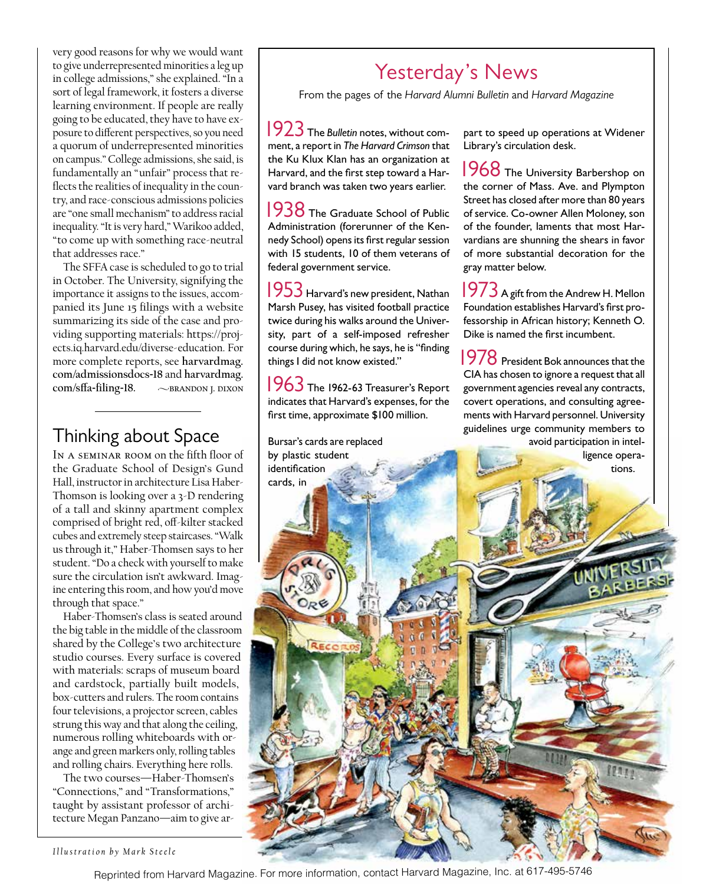very good reasons for why we would want to give underrepresented minorities a leg up in college admissions," she explained. "In a sort of legal framework, it fosters a diverse learning environment. If people are really going to be educated, they have to have exposure to different perspectives, so you need a quorum of underrepresented minorities on campus." College admissions, she said, is fundamentally an "unfair" process that reflects the realities of inequality in the country, and race-conscious admissions policies are "one small mechanism" to address racial inequality. "It is very hard," Warikoo added, "to come up with something race-neutral that addresses race."

The SFFA case is scheduled to go to trial in October. The University, signifying the importance it assigns to the issues, accompanied its June 15 filings with a website summarizing its side of the case and providing supporting materials: https://projects.iq.harvard.edu/diverse-education. For more complete reports, see **harvardmag.com/admissionsdocs-18** and **harvardmag.com/sffa-filing-18.** ~BRANDON J. DIXON

## Thinking about Space

IN A SEMINAR ROOM on the fifth floor of the Graduate School of Design's Gund Hall, instructor in architecture Lisa Haber-Thomson is looking over a 3-D rendering of a tall and skinny apartment complex comprised of bright red, off-kilter stacked cubes and extremely steep staircases. "Walk us through it," Haber-Thomsen says to her student. "Do a check with yourself to make sure the circulation isn't awkward. Imagine entering this room, and how you'd move through that space."

Haber-Thomsen's class is seated around the big table in the middle of the classroom shared by the College's two architecture studio courses. Every surface is covered with materials: scraps of museum board and cardstock, partially built models, box-cutters and rulers. The room contains four televisions, a projector screen, cables strung this way and that along the ceiling, numerous rolling whiteboards with orange and green markers only, rolling tables and rolling chairs. Everything here rolls.

The two courses—Haber-Thomsen's "Connections," and "Transformations," taught by assistant professor of architecture Megan Panzano—aim to give ar-

## Yesterday's News

From the pages of the *Harvard Alumni Bulletin* and *Harvard Magazine*

**1923** The *Bulletin* notes, without comment, a report in *The Harvard Crimson* that the Ku Klux Klan has an organization at Harvard, and the first step toward a Harvard branch was taken two years earlier.

**1938** The Graduate School of Public Administration (forerunner of the Kennedy School) opens its first regular session with 15 students, 10 of them veterans of federal government service.

**1953** Harvard's new president, Nathan Marsh Pusey, has visited football practice twice during his walks around the University, part of a self-imposed refresher course during which, he says, he is "finding things I did not know existed."

**1963** The 1962-63 Treasurer's Report indicates that Harvard's expenses, for the first time, approximate $100 million.

Bursar's cards are replaced by plastic student identification cards, in part to speed up operations at Widener Library's circulation desk.

**1968** The University Barbershop on the corner of Mass. Ave. and Plympton Street has closed after more than 80 years of service. Co-owner Allen Moloney, son of the founder, laments that most Harvardians are shunning the shears in favor of more substantial decoration for the gray matter below.

**1973** A gift from the Andrew H. Mellon Foundation establishes Harvard's first professorship in African history; Kenneth O. Dike is named the first incumbent.

**1978** President Bok announces that the CIA has chosen to ignore a request that all government agencies reveal any contracts, covert operations, and consulting agreements with Harvard personnel. University guidelines urge community members to avoid participation in intelligence operations.

*Illustration by Mark Steele*

Reprinted from Harvard Magazine. For more information, contact Harvard Magazine, Inc. at 617-495-5746